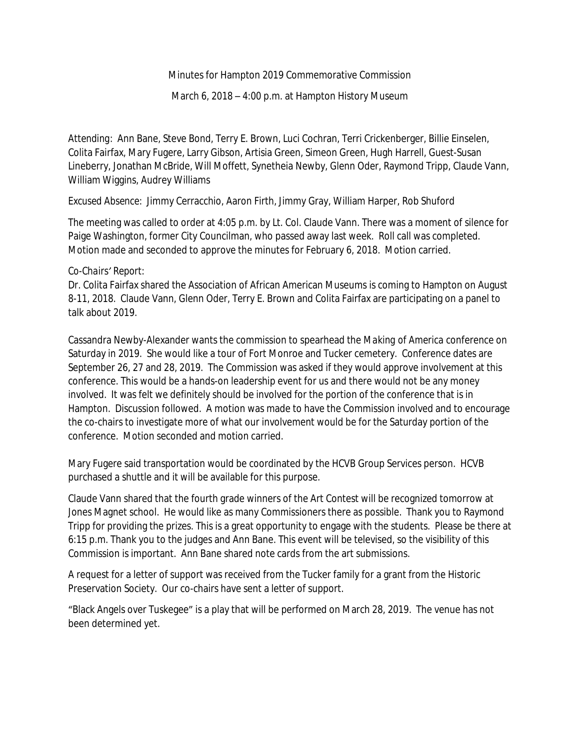Minutes for Hampton 2019 Commemorative Commission

March 6, 2018 – 4:00 p.m. at Hampton History Museum

Attending: Ann Bane, Steve Bond, Terry E. Brown, Luci Cochran, Terri Crickenberger, Billie Einselen, Colita Fairfax, Mary Fugere, Larry Gibson, Artisia Green, Simeon Green, Hugh Harrell, Guest-Susan Lineberry, Jonathan McBride, Will Moffett, Synetheia Newby, Glenn Oder, Raymond Tripp, Claude Vann, William Wiggins, Audrey Williams

Excused Absence: Jimmy Cerracchio, Aaron Firth, Jimmy Gray, William Harper, Rob Shuford

The meeting was called to order at 4:05 p.m. by Lt. Col. Claude Vann. There was a moment of silence for Paige Washington, former City Councilman, who passed away last week. Roll call was completed. Motion made and seconded to approve the minutes for February 6, 2018. Motion carried.

*Co-Chairs' Report:*
Dr. Colita Fairfax shared the Association of African American Museums is coming to Hampton on August 8-11, 2018. Claude Vann, Glenn Oder, Terry E. Brown and Colita Fairfax are participating on a panel to talk about 2019.

Cassandra Newby-Alexander wants the commission to spearhead the Making of America conference on Saturday in 2019. She would like a tour of Fort Monroe and Tucker cemetery. Conference dates are September 26, 27 and 28, 2019. The Commission was asked if they would approve involvement at this conference. This would be a hands-on leadership event for us and there would not be any money involved. It was felt we definitely should be involved for the portion of the conference that is in Hampton. Discussion followed. A motion was made to have the Commission involved and to encourage the co-chairs to investigate more of what our involvement would be for the Saturday portion of the conference. Motion seconded and motion carried.

Mary Fugere said transportation would be coordinated by the HCVB Group Services person. HCVB purchased a shuttle and it will be available for this purpose.

Claude Vann shared that the fourth grade winners of the Art Contest will be recognized tomorrow at Jones Magnet school. He would like as many Commissioners there as possible. Thank you to Raymond Tripp for providing the prizes. This is a great opportunity to engage with the students. Please be there at 6:15 p.m. Thank you to the judges and Ann Bane. This event will be televised, so the visibility of this Commission is important. Ann Bane shared note cards from the art submissions.

A request for a letter of support was received from the Tucker family for a grant from the Historic Preservation Society. Our co-chairs have sent a letter of support.

"Black Angels over Tuskegee" is a play that will be performed on March 28, 2019. The venue has not been determined yet.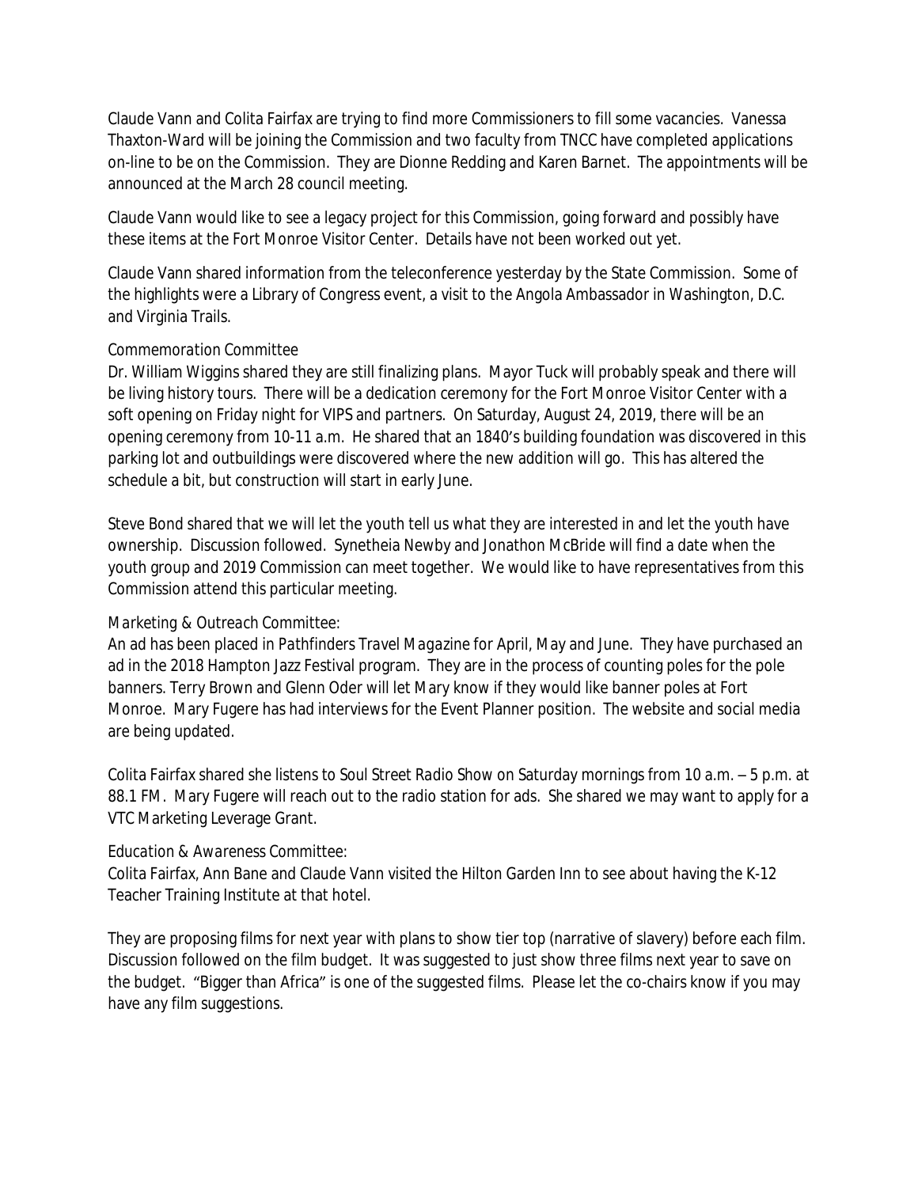Claude Vann and Colita Fairfax are trying to find more Commissioners to fill some vacancies. Vanessa Thaxton-Ward will be joining the Commission and two faculty from TNCC have completed applications on-line to be on the Commission. They are Dionne Redding and Karen Barnet. The appointments will be announced at the March 28 council meeting.

Claude Vann would like to see a legacy project for this Commission, going forward and possibly have these items at the Fort Monroe Visitor Center. Details have not been worked out yet.

Claude Vann shared information from the teleconference yesterday by the State Commission. Some of the highlights were a Library of Congress event, a visit to the Angola Ambassador in Washington, D.C. and Virginia Trails.

*Commemoration Committee*

Dr. William Wiggins shared they are still finalizing plans. Mayor Tuck will probably speak and there will be living history tours. There will be a dedication ceremony for the Fort Monroe Visitor Center with a soft opening on Friday night for VIPS and partners. On Saturday, August 24, 2019, there will be an opening ceremony from 10-11 a.m. He shared that an 1840's building foundation was discovered in this parking lot and outbuildings were discovered where the new addition will go. This has altered the schedule a bit, but construction will start in early June.

Steve Bond shared that we will let the youth tell us what they are interested in and let the youth have ownership. Discussion followed. Synetheia Newby and Jonathon McBride will find a date when the youth group and 2019 Commission can meet together. We would like to have representatives from this Commission attend this particular meeting.

*Marketing & Outreach Committee:*

An ad has been placed in *Pathfinders Travel Magazine* for April, May and June. They have purchased an ad in the 2018 Hampton Jazz Festival program. They are in the process of counting poles for the pole banners. Terry Brown and Glenn Oder will let Mary know if they would like banner poles at Fort Monroe. Mary Fugere has had interviews for the Event Planner position. The website and social media are being updated.

Colita Fairfax shared she listens to Soul Street Radio Show on Saturday mornings from 10 a.m. – 5 p.m. at 88.1 FM. Mary Fugere will reach out to the radio station for ads. She shared we may want to apply for a VTC Marketing Leverage Grant.

*Education & Awareness Committee:*

Colita Fairfax, Ann Bane and Claude Vann visited the Hilton Garden Inn to see about having the K-12 Teacher Training Institute at that hotel.

They are proposing films for next year with plans to show tier top (narrative of slavery) before each film. Discussion followed on the film budget. It was suggested to just show three films next year to save on the budget. "Bigger than Africa" is one of the suggested films. Please let the co-chairs know if you may have any film suggestions.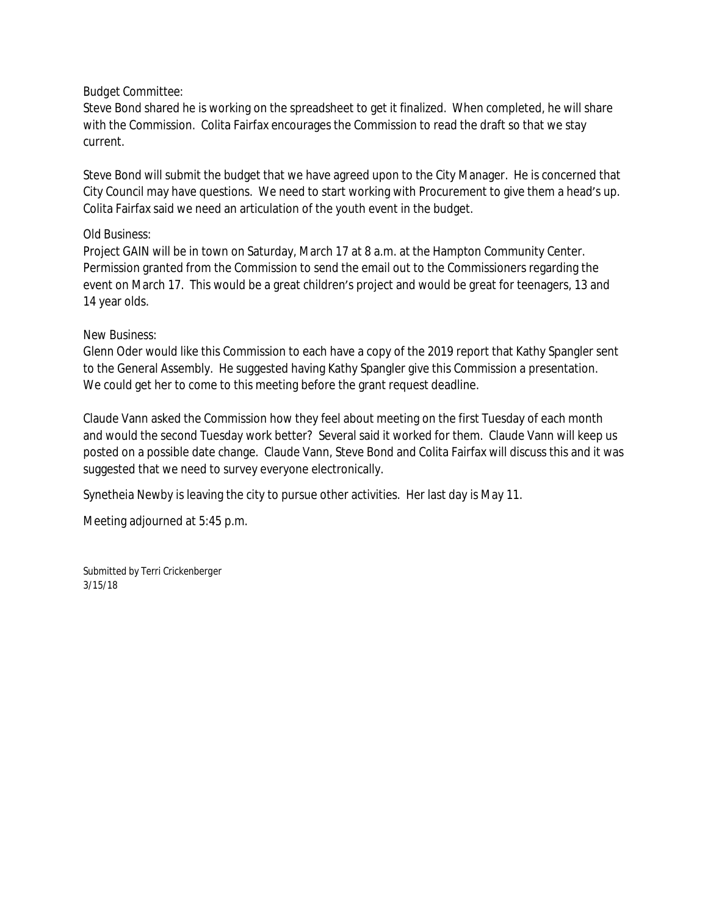Budget Committee:
Steve Bond shared he is working on the spreadsheet to get it finalized. When completed, he will share with the Commission. Colita Fairfax encourages the Commission to read the draft so that we stay current.

Steve Bond will submit the budget that we have agreed upon to the City Manager. He is concerned that City Council may have questions. We need to start working with Procurement to give them a head's up. Colita Fairfax said we need an articulation of the youth event in the budget.

Old Business:
Project GAIN will be in town on Saturday, March 17 at 8 a.m. at the Hampton Community Center. Permission granted from the Commission to send the email out to the Commissioners regarding the event on March 17. This would be a great children's project and would be great for teenagers, 13 and 14 year olds.

New Business:
Glenn Oder would like this Commission to each have a copy of the 2019 report that Kathy Spangler sent to the General Assembly. He suggested having Kathy Spangler give this Commission a presentation. We could get her to come to this meeting before the grant request deadline.

Claude Vann asked the Commission how they feel about meeting on the first Tuesday of each month and would the second Tuesday work better? Several said it worked for them. Claude Vann will keep us posted on a possible date change. Claude Vann, Steve Bond and Colita Fairfax will discuss this and it was suggested that we need to survey everyone electronically.

Synetheia Newby is leaving the city to pursue other activities. Her last day is May 11.

Meeting adjourned at 5:45 p.m.

Submitted by Terri Crickenberger
3/15/18